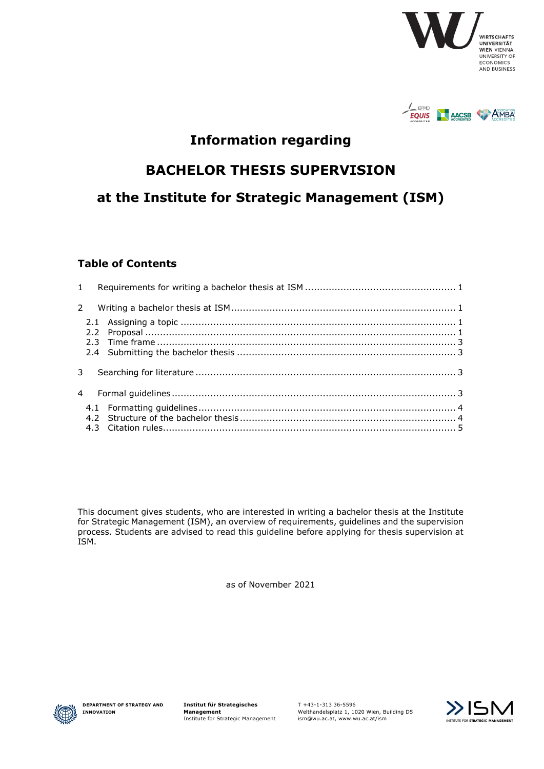# Information regarding

# BACHELOR THESIS SUPERVISION

# at the Institute for Strategic Management (ISM)

## Table of Contents

1 Requirements for writing a bachelor thesis at ISM .......... 1

2 Writing a bachelor thesis at ISM .......... 1

- 2.1 Assigning a topic .......... 1
- 2.2 Proposal .......... 1
- 2.3 Time frame .......... 3
- 2.4 Submitting the bachelor thesis .......... 3

3 Searching for literature .......... 3

4 Formal guidelines .......... 3

- 4.1 Formatting guidelines .......... 4
- 4.2 Structure of the bachelor thesis .......... 4
- 4.3 Citation rules .......... 5

This document gives students, who are interested in writing a bachelor thesis at the Institute for Strategic Management (ISM), an overview of requirements, guidelines and the supervision process. Students are advised to read this guideline before applying for thesis supervision at ISM.

as of November 2021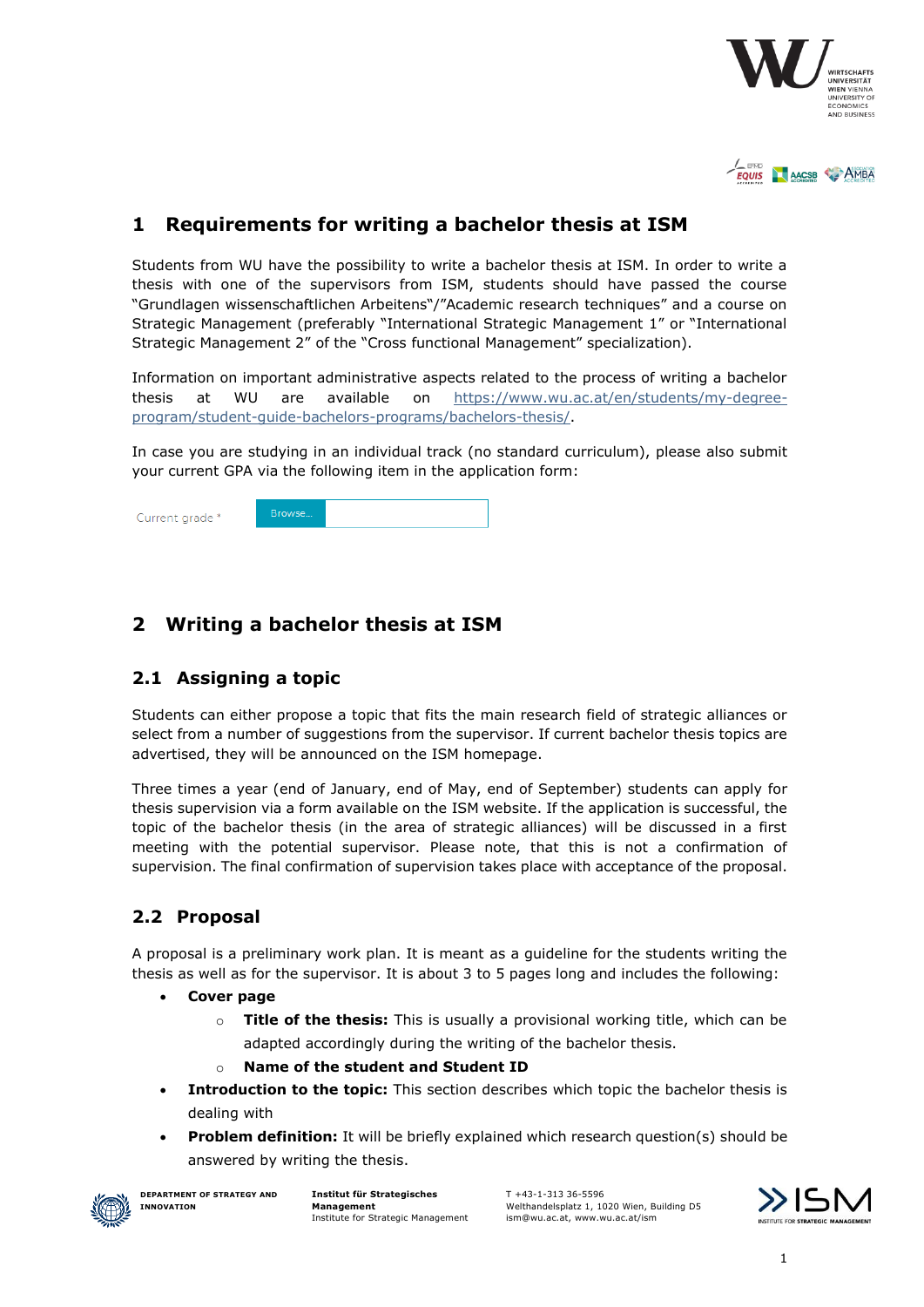# 1 Requirements for writing a bachelor thesis at ISM

Students from WU have the possibility to write a bachelor thesis at ISM. In order to write a thesis with one of the supervisors from ISM, students should have passed the course "Grundlagen wissenschaftlichen Arbeitens"/"Academic research techniques" and a course on Strategic Management (preferably "International Strategic Management 1" or "International Strategic Management 2" of the "Cross functional Management" specialization).

Information on important administrative aspects related to the process of writing a bachelor thesis at WU are available on https://www.wu.ac.at/en/students/my-degree-program/student-guide-bachelors-programs/bachelors-thesis/.

In case you are studying in an individual track (no standard curriculum), please also submit your current GPA via the following item in the application form:

Current grade * Browse...

# 2 Writing a bachelor thesis at ISM

## 2.1 Assigning a topic

Students can either propose a topic that fits the main research field of strategic alliances or select from a number of suggestions from the supervisor. If current bachelor thesis topics are advertised, they will be announced on the ISM homepage.

Three times a year (end of January, end of May, end of September) students can apply for thesis supervision via a form available on the ISM website. If the application is successful, the topic of the bachelor thesis (in the area of strategic alliances) will be discussed in a first meeting with the potential supervisor. Please note, that this is not a confirmation of supervision. The final confirmation of supervision takes place with acceptance of the proposal.

## 2.2 Proposal

A proposal is a preliminary work plan. It is meant as a guideline for the students writing the thesis as well as for the supervisor. It is about 3 to 5 pages long and includes the following:

- **Cover page**
  - **Title of the thesis:** This is usually a provisional working title, which can be adapted accordingly during the writing of the bachelor thesis.
  - **Name of the student and Student ID**
- **Introduction to the topic:** This section describes which topic the bachelor thesis is dealing with
- **Problem definition:** It will be briefly explained which research question(s) should be answered by writing the thesis.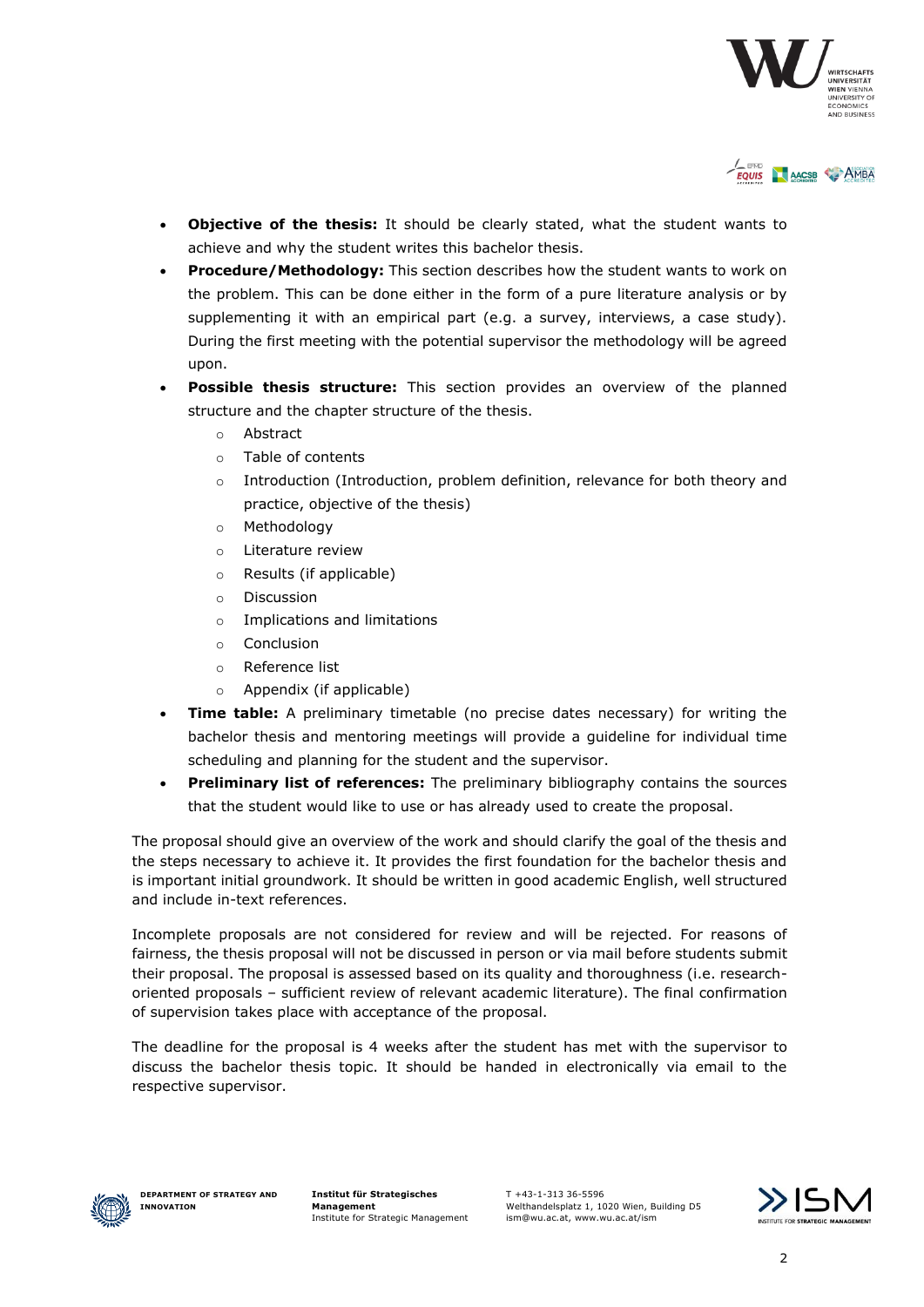- **Objective of the thesis:** It should be clearly stated, what the student wants to achieve and why the student writes this bachelor thesis.
- **Procedure/Methodology:** This section describes how the student wants to work on the problem. This can be done either in the form of a pure literature analysis or by supplementing it with an empirical part (e.g. a survey, interviews, a case study). During the first meeting with the potential supervisor the methodology will be agreed upon.
- **Possible thesis structure:** This section provides an overview of the planned structure and the chapter structure of the thesis.
  - Abstract
  - Table of contents
  - Introduction (Introduction, problem definition, relevance for both theory and practice, objective of the thesis)
  - Methodology
  - Literature review
  - Results (if applicable)
  - Discussion
  - Implications and limitations
  - Conclusion
  - Reference list
  - Appendix (if applicable)
- **Time table:** A preliminary timetable (no precise dates necessary) for writing the bachelor thesis and mentoring meetings will provide a guideline for individual time scheduling and planning for the student and the supervisor.
- **Preliminary list of references:** The preliminary bibliography contains the sources that the student would like to use or has already used to create the proposal.

The proposal should give an overview of the work and should clarify the goal of the thesis and the steps necessary to achieve it. It provides the first foundation for the bachelor thesis and is important initial groundwork. It should be written in good academic English, well structured and include in-text references.

Incomplete proposals are not considered for review and will be rejected. For reasons of fairness, the thesis proposal will not be discussed in person or via mail before students submit their proposal. The proposal is assessed based on its quality and thoroughness (i.e. research-oriented proposals – sufficient review of relevant academic literature). The final confirmation of supervision takes place with acceptance of the proposal.

The deadline for the proposal is 4 weeks after the student has met with the supervisor to discuss the bachelor thesis topic. It should be handed in electronically via email to the respective supervisor.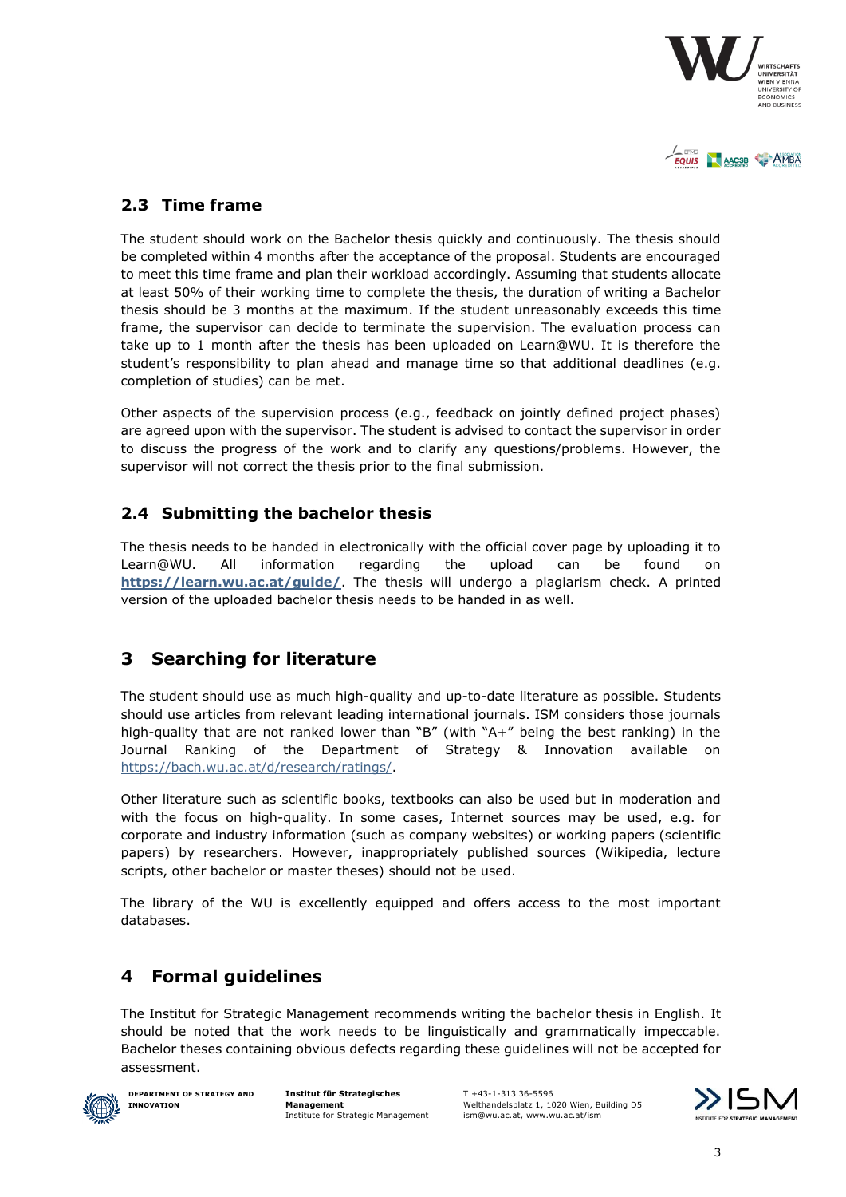## 2.3 Time frame

The student should work on the Bachelor thesis quickly and continuously. The thesis should be completed within 4 months after the acceptance of the proposal. Students are encouraged to meet this time frame and plan their workload accordingly. Assuming that students allocate at least 50% of their working time to complete the thesis, the duration of writing a Bachelor thesis should be 3 months at the maximum. If the student unreasonably exceeds this time frame, the supervisor can decide to terminate the supervision. The evaluation process can take up to 1 month after the thesis has been uploaded on Learn@WU. It is therefore the student's responsibility to plan ahead and manage time so that additional deadlines (e.g. completion of studies) can be met.

Other aspects of the supervision process (e.g., feedback on jointly defined project phases) are agreed upon with the supervisor. The student is advised to contact the supervisor in order to discuss the progress of the work and to clarify any questions/problems. However, the supervisor will not correct the thesis prior to the final submission.

## 2.4 Submitting the bachelor thesis

The thesis needs to be handed in electronically with the official cover page by uploading it to Learn@WU. All information regarding the upload can be found on **https://learn.wu.ac.at/guide/**. The thesis will undergo a plagiarism check. A printed version of the uploaded bachelor thesis needs to be handed in as well.

# 3 Searching for literature

The student should use as much high-quality and up-to-date literature as possible. Students should use articles from relevant leading international journals. ISM considers those journals high-quality that are not ranked lower than "B" (with "A+" being the best ranking) in the Journal Ranking of the Department of Strategy & Innovation available on https://bach.wu.ac.at/d/research/ratings/.

Other literature such as scientific books, textbooks can also be used but in moderation and with the focus on high-quality. In some cases, Internet sources may be used, e.g. for corporate and industry information (such as company websites) or working papers (scientific papers) by researchers. However, inappropriately published sources (Wikipedia, lecture scripts, other bachelor or master theses) should not be used.

The library of the WU is excellently equipped and offers access to the most important databases.

# 4 Formal guidelines

The Institut for Strategic Management recommends writing the bachelor thesis in English. It should be noted that the work needs to be linguistically and grammatically impeccable. Bachelor theses containing obvious defects regarding these guidelines will not be accepted for assessment.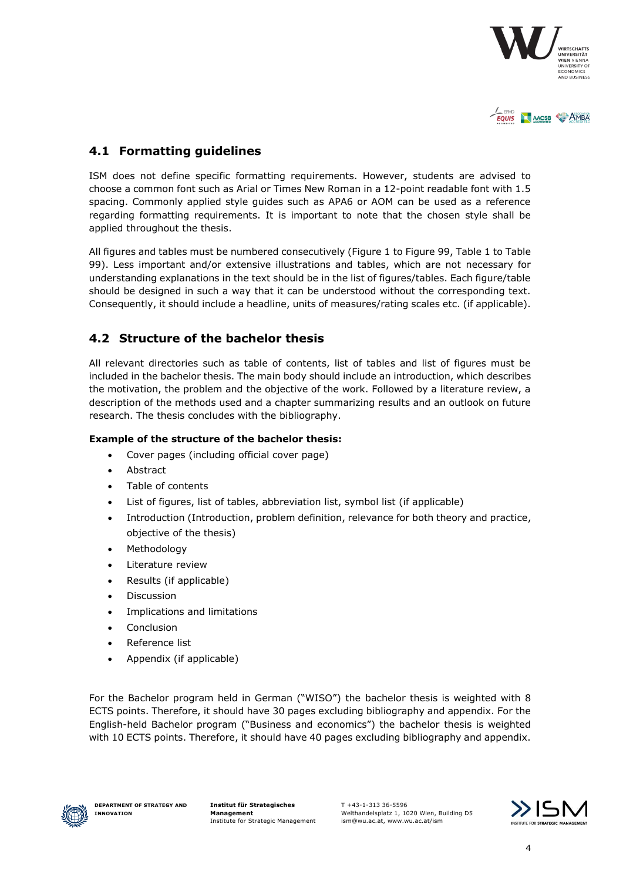## 4.1 Formatting guidelines

ISM does not define specific formatting requirements. However, students are advised to choose a common font such as Arial or Times New Roman in a 12-point readable font with 1.5 spacing. Commonly applied style guides such as APA6 or AOM can be used as a reference regarding formatting requirements. It is important to note that the chosen style shall be applied throughout the thesis.

All figures and tables must be numbered consecutively (Figure 1 to Figure 99, Table 1 to Table 99). Less important and/or extensive illustrations and tables, which are not necessary for understanding explanations in the text should be in the list of figures/tables. Each figure/table should be designed in such a way that it can be understood without the corresponding text. Consequently, it should include a headline, units of measures/rating scales etc. (if applicable).

## 4.2 Structure of the bachelor thesis

All relevant directories such as table of contents, list of tables and list of figures must be included in the bachelor thesis. The main body should include an introduction, which describes the motivation, the problem and the objective of the work. Followed by a literature review, a description of the methods used and a chapter summarizing results and an outlook on future research. The thesis concludes with the bibliography.

**Example of the structure of the bachelor thesis:**

- Cover pages (including official cover page)
- Abstract
- Table of contents
- List of figures, list of tables, abbreviation list, symbol list (if applicable)
- Introduction (Introduction, problem definition, relevance for both theory and practice, objective of the thesis)
- Methodology
- Literature review
- Results (if applicable)
- Discussion
- Implications and limitations
- Conclusion
- Reference list
- Appendix (if applicable)

For the Bachelor program held in German ("WISO") the bachelor thesis is weighted with 8 ECTS points. Therefore, it should have 30 pages excluding bibliography and appendix. For the English-held Bachelor program ("Business and economics") the bachelor thesis is weighted with 10 ECTS points. Therefore, it should have 40 pages excluding bibliography and appendix.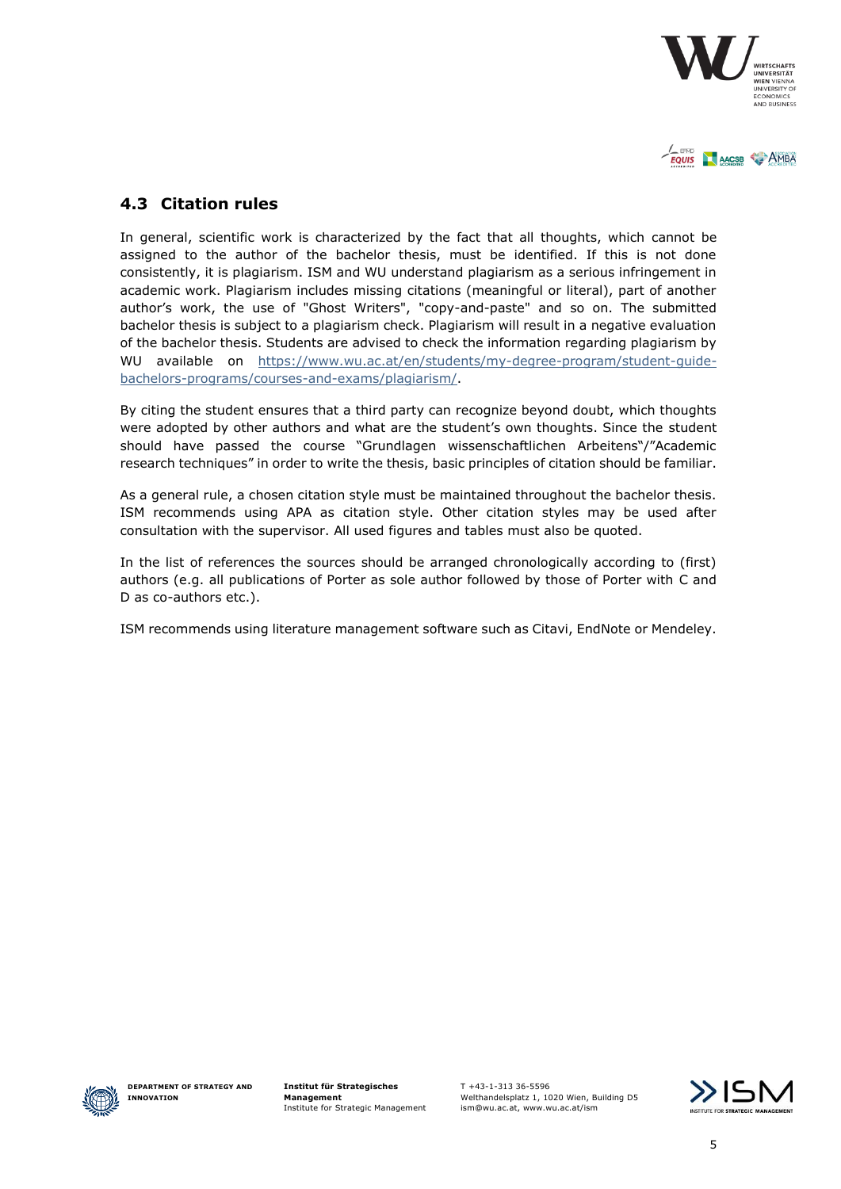### 4.3 Citation rules

In general, scientific work is characterized by the fact that all thoughts, which cannot be assigned to the author of the bachelor thesis, must be identified. If this is not done consistently, it is plagiarism. ISM and WU understand plagiarism as a serious infringement in academic work. Plagiarism includes missing citations (meaningful or literal), part of another author's work, the use of "Ghost Writers", "copy-and-paste" and so on. The submitted bachelor thesis is subject to a plagiarism check. Plagiarism will result in a negative evaluation of the bachelor thesis. Students are advised to check the information regarding plagiarism by WU available on https://www.wu.ac.at/en/students/my-degree-program/student-guide-bachelors-programs/courses-and-exams/plagiarism/.

By citing the student ensures that a third party can recognize beyond doubt, which thoughts were adopted by other authors and what are the student's own thoughts. Since the student should have passed the course "Grundlagen wissenschaftlichen Arbeitens"/"Academic research techniques" in order to write the thesis, basic principles of citation should be familiar.

As a general rule, a chosen citation style must be maintained throughout the bachelor thesis. ISM recommends using APA as citation style. Other citation styles may be used after consultation with the supervisor. All used figures and tables must also be quoted.

In the list of references the sources should be arranged chronologically according to (first) authors (e.g. all publications of Porter as sole author followed by those of Porter with C and D as co-authors etc.).

ISM recommends using literature management software such as Citavi, EndNote or Mendeley.